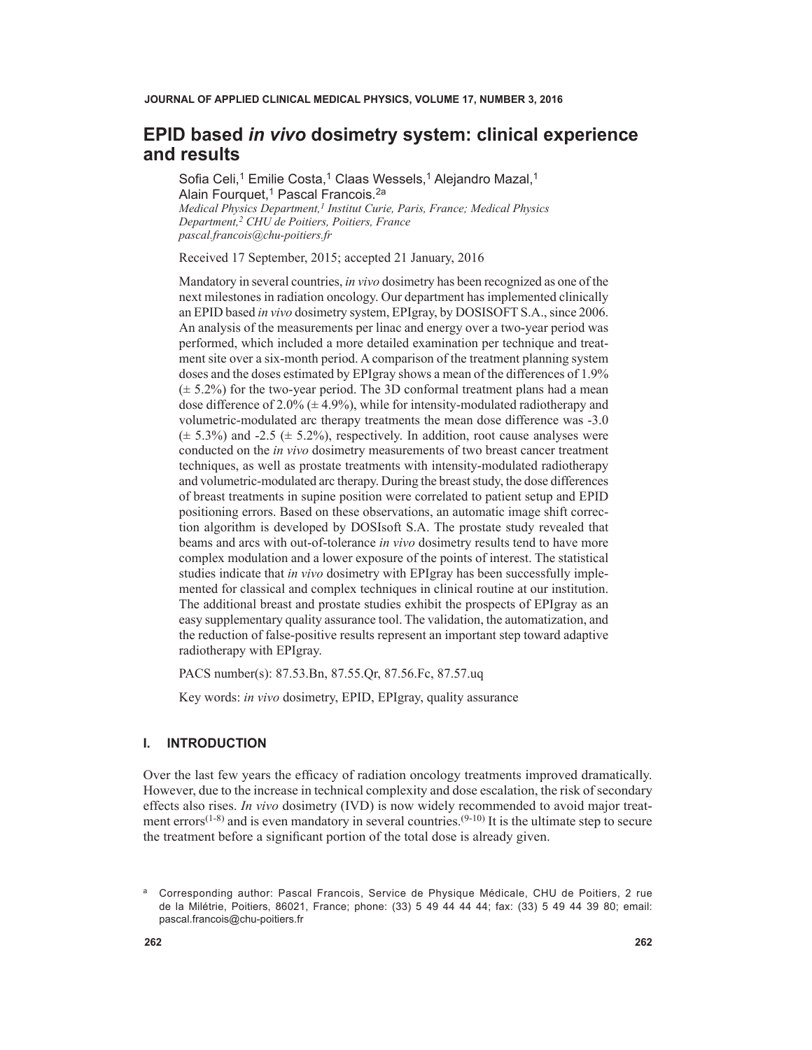# EPID based *in vivo* dosimetry system: clinical experience and results

Sofia Celi,[1] Emilie Costa,[1] Claas Wessels,[1] Alejandro Mazal,[1] Alain Fourquet,[1] Pascal Francois.[2a]

*Medical Physics Department,[1] Institut Curie, Paris, France; Medical Physics Department,[2] CHU de Poitiers, Poitiers, France*
*pascal.francois@chu-poitiers.fr*

Received 17 September, 2015; accepted 21 January, 2016

Mandatory in several countries, *in vivo* dosimetry has been recognized as one of the next milestones in radiation oncology. Our department has implemented clinically an EPID based *in vivo* dosimetry system, EPIgray, by DOSISOFT S.A., since 2006. An analysis of the measurements per linac and energy over a two-year period was performed, which included a more detailed examination per technique and treatment site over a six-month period. A comparison of the treatment planning system doses and the doses estimated by EPIgray shows a mean of the differences of 1.9% (± 5.2%) for the two-year period. The 3D conformal treatment plans had a mean dose difference of 2.0% (± 4.9%), while for intensity-modulated radiotherapy and volumetric-modulated arc therapy treatments the mean dose difference was -3.0 (± 5.3%) and -2.5 (± 5.2%), respectively. In addition, root cause analyses were conducted on the *in vivo* dosimetry measurements of two breast cancer treatment techniques, as well as prostate treatments with intensity-modulated radiotherapy and volumetric-modulated arc therapy. During the breast study, the dose differences of breast treatments in supine position were correlated to patient setup and EPID positioning errors. Based on these observations, an automatic image shift correction algorithm is developed by DOSIsoft S.A. The prostate study revealed that beams and arcs with out-of-tolerance *in vivo* dosimetry results tend to have more complex modulation and a lower exposure of the points of interest. The statistical studies indicate that *in vivo* dosimetry with EPIgray has been successfully implemented for classical and complex techniques in clinical routine at our institution. The additional breast and prostate studies exhibit the prospects of EPIgray as an easy supplementary quality assurance tool. The validation, the automatization, and the reduction of false-positive results represent an important step toward adaptive radiotherapy with EPIgray.

PACS number(s): 87.53.Bn, 87.55.Qr, 87.56.Fc, 87.57.uq

Key words: *in vivo* dosimetry, EPID, EPIgray, quality assurance

## I. INTRODUCTION

Over the last few years the efficacy of radiation oncology treatments improved dramatically. However, due to the increase in technical complexity and dose escalation, the risk of secondary effects also rises. *In vivo* dosimetry (IVD) is now widely recommended to avoid major treatment errors[1-8] and is even mandatory in several countries.[9-10] It is the ultimate step to secure the treatment before a significant portion of the total dose is already given.

[a] Corresponding author: Pascal Francois, Service de Physique Médicale, CHU de Poitiers, 2 rue de la Milétrie, Poitiers, 86021, France; phone: (33) 5 49 44 44 44; fax: (33) 5 49 44 39 80; email: pascal.francois@chu-poitiers.fr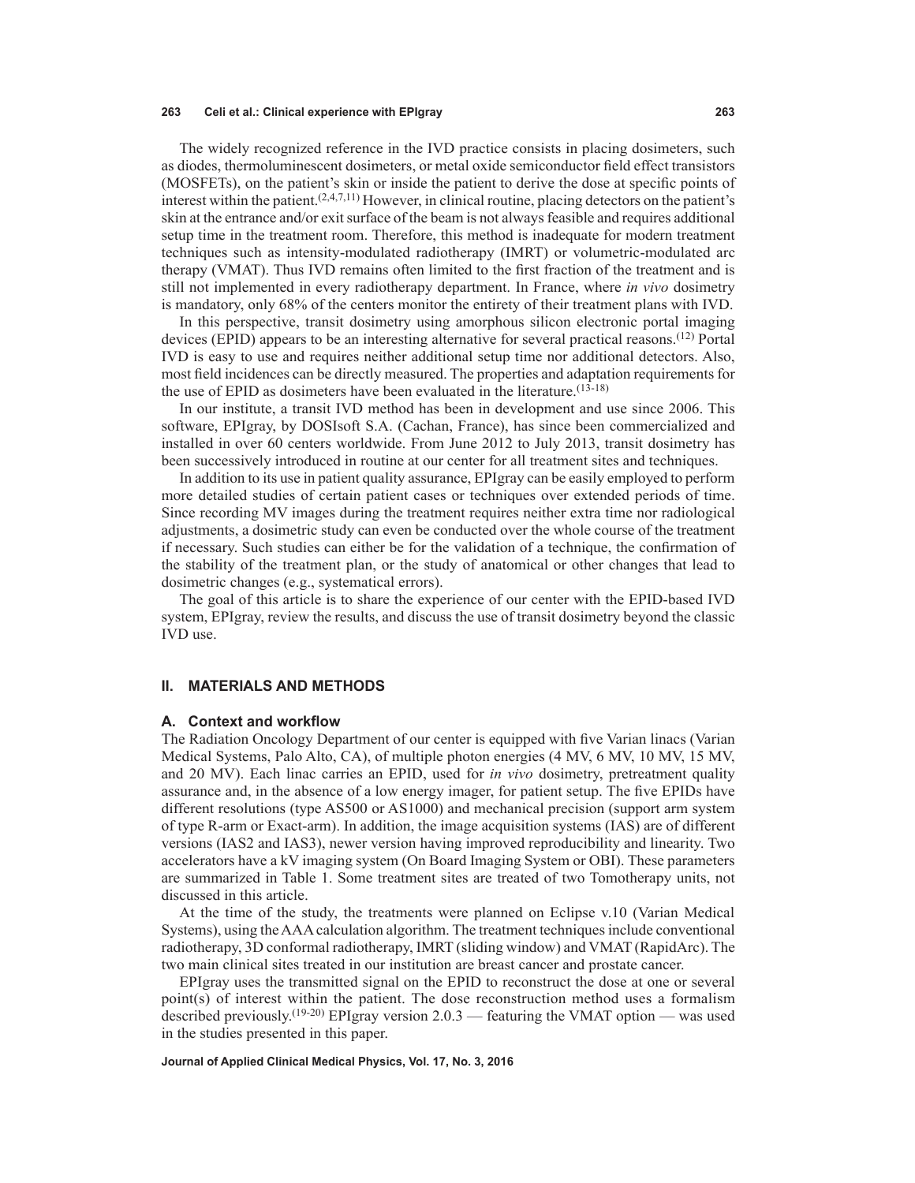The widely recognized reference in the IVD practice consists in placing dosimeters, such as diodes, thermoluminescent dosimeters, or metal oxide semiconductor field effect transistors (MOSFETs), on the patient's skin or inside the patient to derive the dose at specific points of interest within the patient.[2,4,7,11] However, in clinical routine, placing detectors on the patient's skin at the entrance and/or exit surface of the beam is not always feasible and requires additional setup time in the treatment room. Therefore, this method is inadequate for modern treatment techniques such as intensity-modulated radiotherapy (IMRT) or volumetric-modulated arc therapy (VMAT). Thus IVD remains often limited to the first fraction of the treatment and is still not implemented in every radiotherapy department. In France, where *in vivo* dosimetry is mandatory, only 68% of the centers monitor the entirety of their treatment plans with IVD.

In this perspective, transit dosimetry using amorphous silicon electronic portal imaging devices (EPID) appears to be an interesting alternative for several practical reasons.[12] Portal IVD is easy to use and requires neither additional setup time nor additional detectors. Also, most field incidences can be directly measured. The properties and adaptation requirements for the use of EPID as dosimeters have been evaluated in the literature.[13-18]

In our institute, a transit IVD method has been in development and use since 2006. This software, EPIgray, by DOSIsoft S.A. (Cachan, France), has since been commercialized and installed in over 60 centers worldwide. From June 2012 to July 2013, transit dosimetry has been successively introduced in routine at our center for all treatment sites and techniques.

In addition to its use in patient quality assurance, EPIgray can be easily employed to perform more detailed studies of certain patient cases or techniques over extended periods of time. Since recording MV images during the treatment requires neither extra time nor radiological adjustments, a dosimetric study can even be conducted over the whole course of the treatment if necessary. Such studies can either be for the validation of a technique, the confirmation of the stability of the treatment plan, or the study of anatomical or other changes that lead to dosimetric changes (e.g., systematical errors).

The goal of this article is to share the experience of our center with the EPID-based IVD system, EPIgray, review the results, and discuss the use of transit dosimetry beyond the classic IVD use.

## II. MATERIALS AND METHODS

### A. Context and workflow

The Radiation Oncology Department of our center is equipped with five Varian linacs (Varian Medical Systems, Palo Alto, CA), of multiple photon energies (4 MV, 6 MV, 10 MV, 15 MV, and 20 MV). Each linac carries an EPID, used for *in vivo* dosimetry, pretreatment quality assurance and, in the absence of a low energy imager, for patient setup. The five EPIDs have different resolutions (type AS500 or AS1000) and mechanical precision (support arm system of type R-arm or Exact-arm). In addition, the image acquisition systems (IAS) are of different versions (IAS2 and IAS3), newer version having improved reproducibility and linearity. Two accelerators have a kV imaging system (On Board Imaging System or OBI). These parameters are summarized in Table 1. Some treatment sites are treated of two Tomotherapy units, not discussed in this article.

At the time of the study, the treatments were planned on Eclipse v.10 (Varian Medical Systems), using the AAA calculation algorithm. The treatment techniques include conventional radiotherapy, 3D conformal radiotherapy, IMRT (sliding window) and VMAT (RapidArc). The two main clinical sites treated in our institution are breast cancer and prostate cancer.

EPIgray uses the transmitted signal on the EPID to reconstruct the dose at one or several point(s) of interest within the patient. The dose reconstruction method uses a formalism described previously.[19-20] EPIgray version 2.0.3 — featuring the VMAT option — was used in the studies presented in this paper.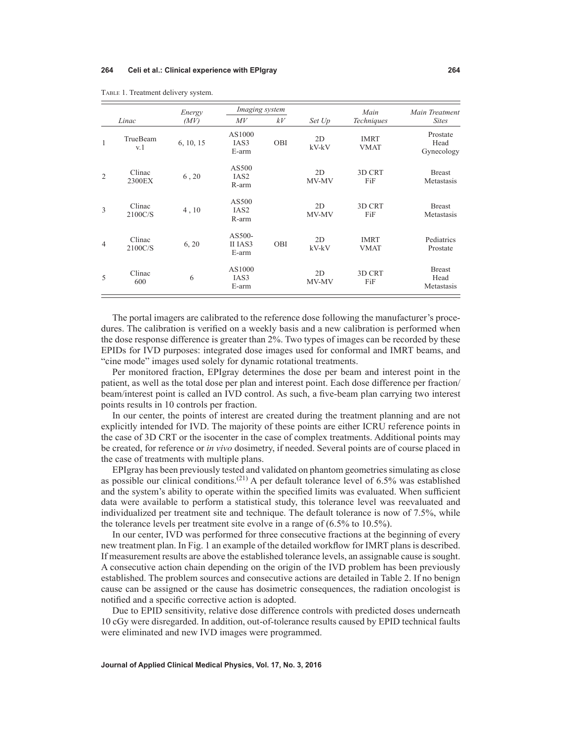Table 1. Treatment delivery system.

| | Linac | Energy (MV) | Imaging system | | Set Up | Main Techniques | Main Treatment Sites |
|---|---|---|---|---|---|---|---|
| | | | MV | kV | | | |
| 1 | TrueBeam v.1 | 6, 10, 15 | AS1000 IAS3 E-arm | OBI | 2D kV-kV | IMRT VMAT | Prostate Head Gynecology |
| 2 | Clinac 2300EX | 6 , 20 | AS500 IAS2 R-arm | | 2D MV-MV | 3D CRT FiF | Breast Metastasis |
| 3 | Clinac 2100C/S | 4 , 10 | AS500 IAS2 R-arm | | 2D MV-MV | 3D CRT FiF | Breast Metastasis |
| 4 | Clinac 2100C/S | 6, 20 | AS500-II IAS3 E-arm | OBI | 2D kV-kV | IMRT VMAT | Pediatrics Prostate |
| 5 | Clinac 600 | 6 | AS1000 IAS3 E-arm | | 2D MV-MV | 3D CRT FiF | Breast Head Metastasis |

The portal imagers are calibrated to the reference dose following the manufacturer's procedures. The calibration is verified on a weekly basis and a new calibration is performed when the dose response difference is greater than 2%. Two types of images can be recorded by these EPIDs for IVD purposes: integrated dose images used for conformal and IMRT beams, and "cine mode" images used solely for dynamic rotational treatments.

Per monitored fraction, EPIgray determines the dose per beam and interest point in the patient, as well as the total dose per plan and interest point. Each dose difference per fraction/beam/interest point is called an IVD control. As such, a five-beam plan carrying two interest points results in 10 controls per fraction.

In our center, the points of interest are created during the treatment planning and are not explicitly intended for IVD. The majority of these points are either ICRU reference points in the case of 3D CRT or the isocenter in the case of complex treatments. Additional points may be created, for reference or *in vivo* dosimetry, if needed. Several points are of course placed in the case of treatments with multiple plans.

EPIgray has been previously tested and validated on phantom geometries simulating as close as possible our clinical conditions.[21] A per default tolerance level of 6.5% was established and the system's ability to operate within the specified limits was evaluated. When sufficient data were available to perform a statistical study, this tolerance level was reevaluated and individualized per treatment site and technique. The default tolerance is now of 7.5%, while the tolerance levels per treatment site evolve in a range of (6.5% to 10.5%).

In our center, IVD was performed for three consecutive fractions at the beginning of every new treatment plan. In Fig. 1 an example of the detailed workflow for IMRT plans is described. If measurement results are above the established tolerance levels, an assignable cause is sought. A consecutive action chain depending on the origin of the IVD problem has been previously established. The problem sources and consecutive actions are detailed in Table 2. If no benign cause can be assigned or the cause has dosimetric consequences, the radiation oncologist is notified and a specific corrective action is adopted.

Due to EPID sensitivity, relative dose difference controls with predicted doses underneath 10 cGy were disregarded. In addition, out-of-tolerance results caused by EPID technical faults were eliminated and new IVD images were programmed.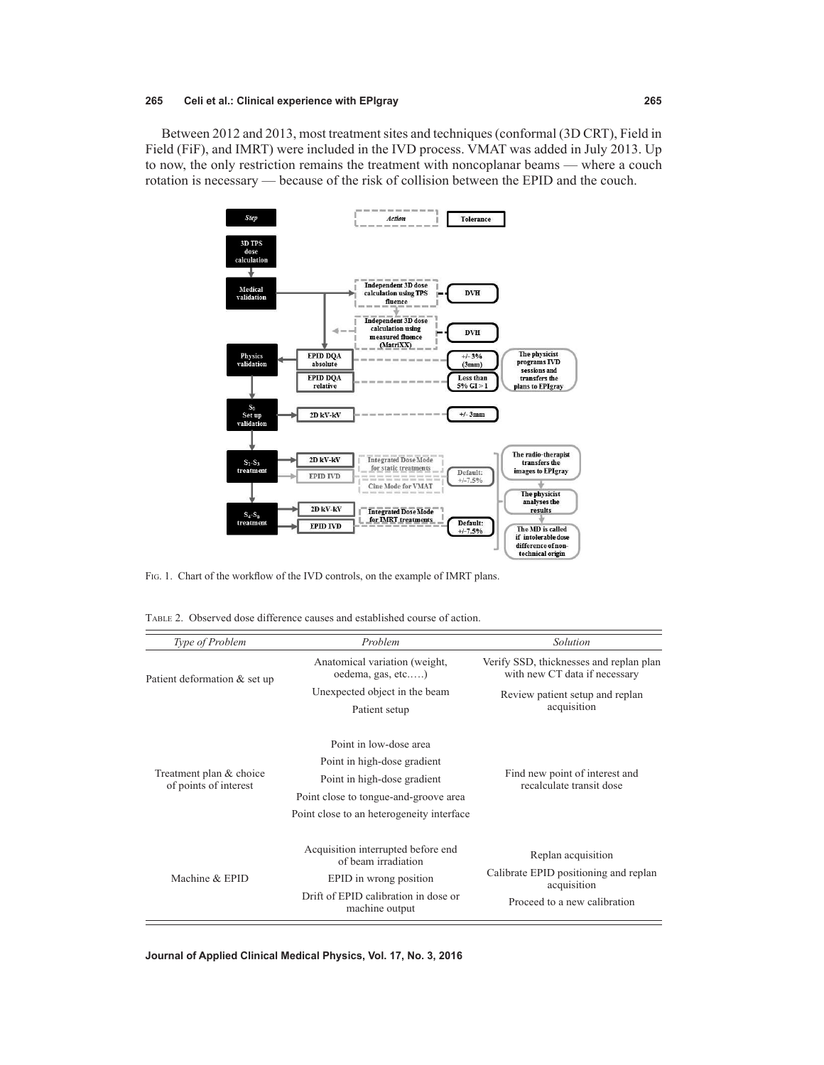Between 2012 and 2013, most treatment sites and techniques (conformal (3D CRT), Field in Field (FiF), and IMRT) were included in the IVD process. VMAT was added in July 2013. Up to now, the only restriction remains the treatment with noncoplanar beams — where a couch rotation is necessary — because of the risk of collision between the EPID and the couch.

Fig. 1. Chart of the workflow of the IVD controls, on the example of IMRT plans.

Table 2. Observed dose difference causes and established course of action.

| *Type of Problem* | *Problem* | *Solution* |
|---|---|---|
| Patient deformation & set up | Anatomical variation (weight, oedema, gas, etc.….) | Verify SSD, thicknesses and replan plan with new CT data if necessary |
| | Unexpected object in the beam | Review patient setup and replan acquisition |
| | Patient setup | |
| Treatment plan & choice of points of interest | Point in low-dose area | Find new point of interest and recalculate transit dose |
| | Point in high-dose gradient | |
| | Point in high-dose gradient | |
| | Point close to tongue-and-groove area | |
| | Point close to an heterogeneity interface | |
| Machine & EPID | Acquisition interrupted before end of beam irradiation | Replan acquisition |
| | EPID in wrong position | Calibrate EPID positioning and replan acquisition |
| | Drift of EPID calibration in dose or machine output | Proceed to a new calibration |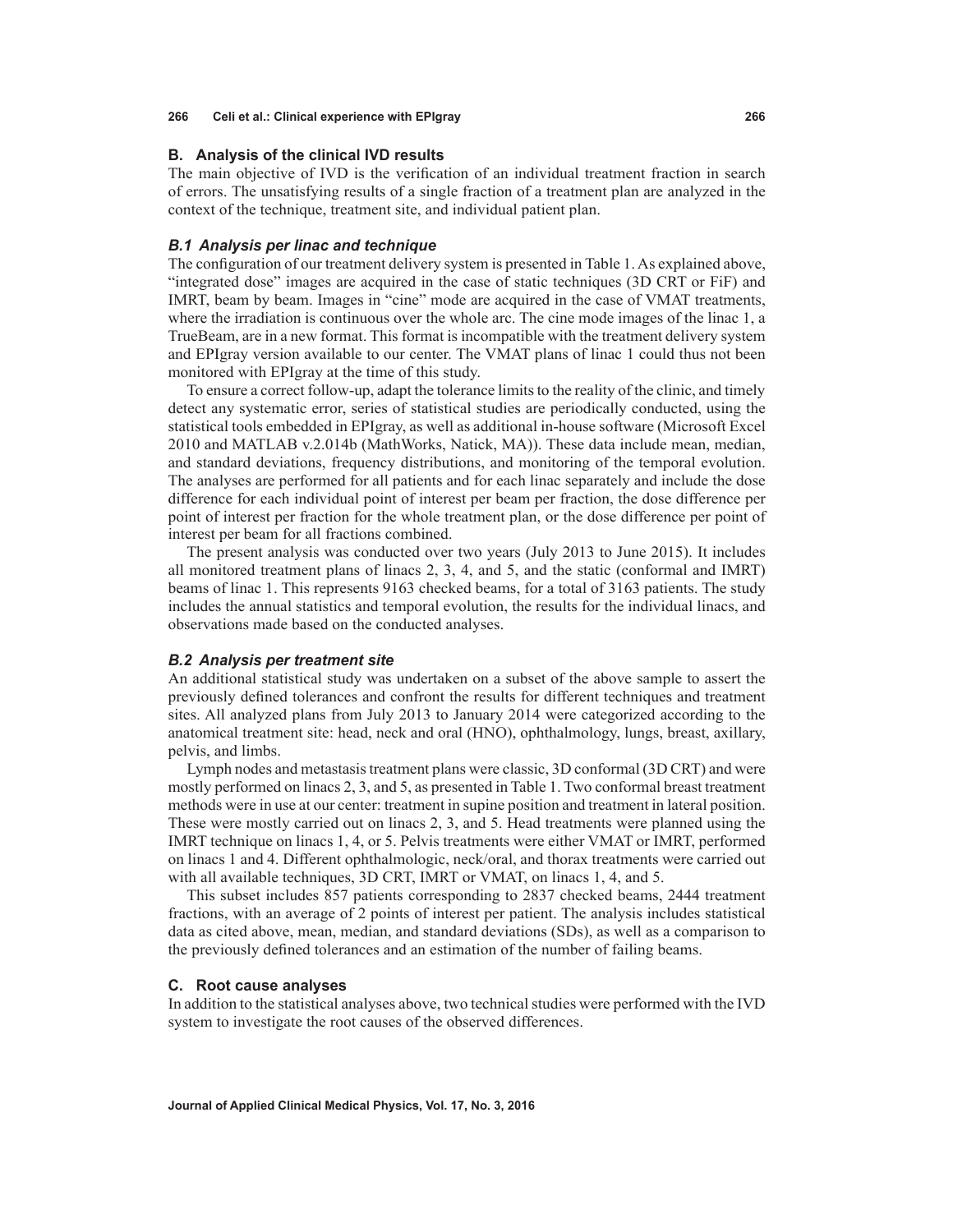## B. Analysis of the clinical IVD results

The main objective of IVD is the verification of an individual treatment fraction in search of errors. The unsatisfying results of a single fraction of a treatment plan are analyzed in the context of the technique, treatment site, and individual patient plan.

### *B.1 Analysis per linac and technique*

The configuration of our treatment delivery system is presented in Table 1. As explained above, "integrated dose" images are acquired in the case of static techniques (3D CRT or FiF) and IMRT, beam by beam. Images in "cine" mode are acquired in the case of VMAT treatments, where the irradiation is continuous over the whole arc. The cine mode images of the linac 1, a TrueBeam, are in a new format. This format is incompatible with the treatment delivery system and EPIgray version available to our center. The VMAT plans of linac 1 could thus not been monitored with EPIgray at the time of this study.

To ensure a correct follow-up, adapt the tolerance limits to the reality of the clinic, and timely detect any systematic error, series of statistical studies are periodically conducted, using the statistical tools embedded in EPIgray, as well as additional in-house software (Microsoft Excel 2010 and MATLAB v.2.014b (MathWorks, Natick, MA)). These data include mean, median, and standard deviations, frequency distributions, and monitoring of the temporal evolution. The analyses are performed for all patients and for each linac separately and include the dose difference for each individual point of interest per beam per fraction, the dose difference per point of interest per fraction for the whole treatment plan, or the dose difference per point of interest per beam for all fractions combined.

The present analysis was conducted over two years (July 2013 to June 2015). It includes all monitored treatment plans of linacs 2, 3, 4, and 5, and the static (conformal and IMRT) beams of linac 1. This represents 9163 checked beams, for a total of 3163 patients. The study includes the annual statistics and temporal evolution, the results for the individual linacs, and observations made based on the conducted analyses.

### *B.2 Analysis per treatment site*

An additional statistical study was undertaken on a subset of the above sample to assert the previously defined tolerances and confront the results for different techniques and treatment sites. All analyzed plans from July 2013 to January 2014 were categorized according to the anatomical treatment site: head, neck and oral (HNO), ophthalmology, lungs, breast, axillary, pelvis, and limbs.

Lymph nodes and metastasis treatment plans were classic, 3D conformal (3D CRT) and were mostly performed on linacs 2, 3, and 5, as presented in Table 1. Two conformal breast treatment methods were in use at our center: treatment in supine position and treatment in lateral position. These were mostly carried out on linacs 2, 3, and 5. Head treatments were planned using the IMRT technique on linacs 1, 4, or 5. Pelvis treatments were either VMAT or IMRT, performed on linacs 1 and 4. Different ophthalmologic, neck/oral, and thorax treatments were carried out with all available techniques, 3D CRT, IMRT or VMAT, on linacs 1, 4, and 5.

This subset includes 857 patients corresponding to 2837 checked beams, 2444 treatment fractions, with an average of 2 points of interest per patient. The analysis includes statistical data as cited above, mean, median, and standard deviations (SDs), as well as a comparison to the previously defined tolerances and an estimation of the number of failing beams.

## C. Root cause analyses

In addition to the statistical analyses above, two technical studies were performed with the IVD system to investigate the root causes of the observed differences.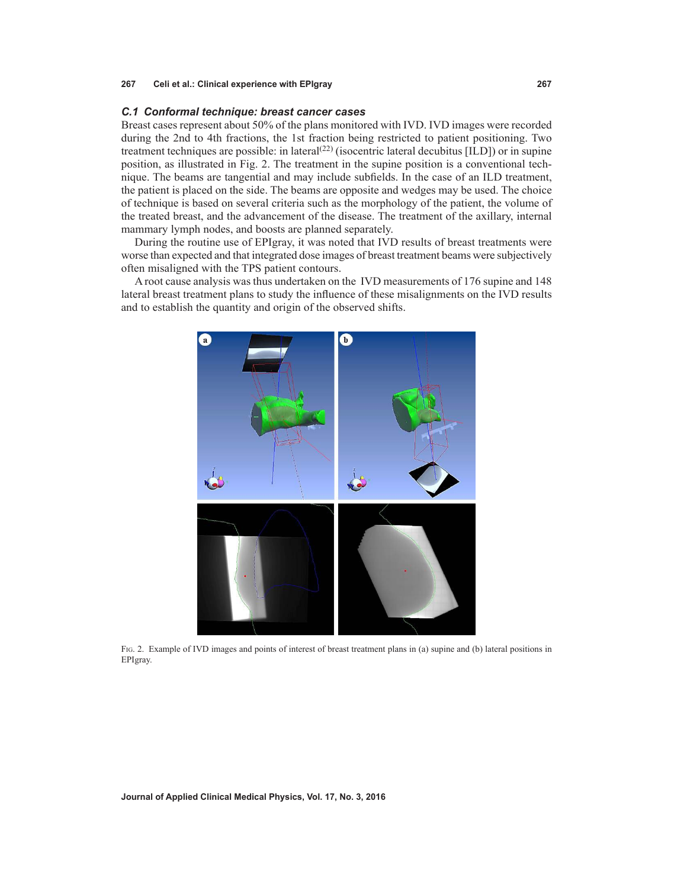### C.1 Conformal technique: breast cancer cases

Breast cases represent about 50% of the plans monitored with IVD. IVD images were recorded during the 2nd to 4th fractions, the 1st fraction being restricted to patient positioning. Two treatment techniques are possible: in lateral[22] (isocentric lateral decubitus [ILD]) or in supine position, as illustrated in Fig. 2. The treatment in the supine position is a conventional technique. The beams are tangential and may include subfields. In the case of an ILD treatment, the patient is placed on the side. The beams are opposite and wedges may be used. The choice of technique is based on several criteria such as the morphology of the patient, the volume of the treated breast, and the advancement of the disease. The treatment of the axillary, internal mammary lymph nodes, and boosts are planned separately.

During the routine use of EPIgray, it was noted that IVD results of breast treatments were worse than expected and that integrated dose images of breast treatment beams were subjectively often misaligned with the TPS patient contours.

A root cause analysis was thus undertaken on the IVD measurements of 176 supine and 148 lateral breast treatment plans to study the influence of these misalignments on the IVD results and to establish the quantity and origin of the observed shifts.

Fig. 2. Example of IVD images and points of interest of breast treatment plans in (a) supine and (b) lateral positions in EPIgray.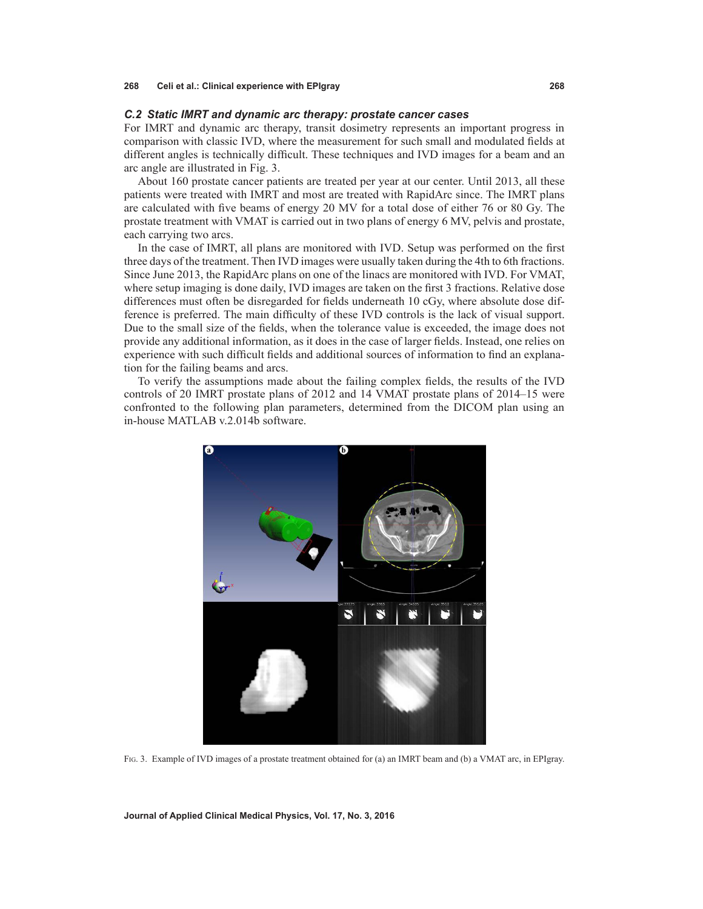### *C.2 Static IMRT and dynamic arc therapy: prostate cancer cases*

For IMRT and dynamic arc therapy, transit dosimetry represents an important progress in comparison with classic IVD, where the measurement for such small and modulated fields at different angles is technically difficult. These techniques and IVD images for a beam and an arc angle are illustrated in Fig. 3.

About 160 prostate cancer patients are treated per year at our center. Until 2013, all these patients were treated with IMRT and most are treated with RapidArc since. The IMRT plans are calculated with five beams of energy 20 MV for a total dose of either 76 or 80 Gy. The prostate treatment with VMAT is carried out in two plans of energy 6 MV, pelvis and prostate, each carrying two arcs.

In the case of IMRT, all plans are monitored with IVD. Setup was performed on the first three days of the treatment. Then IVD images were usually taken during the 4th to 6th fractions. Since June 2013, the RapidArc plans on one of the linacs are monitored with IVD. For VMAT, where setup imaging is done daily, IVD images are taken on the first 3 fractions. Relative dose differences must often be disregarded for fields underneath 10 cGy, where absolute dose difference is preferred. The main difficulty of these IVD controls is the lack of visual support. Due to the small size of the fields, when the tolerance value is exceeded, the image does not provide any additional information, as it does in the case of larger fields. Instead, one relies on experience with such difficult fields and additional sources of information to find an explanation for the failing beams and arcs.

To verify the assumptions made about the failing complex fields, the results of the IVD controls of 20 IMRT prostate plans of 2012 and 14 VMAT prostate plans of 2014–15 were confronted to the following plan parameters, determined from the DICOM plan using an in-house MATLAB v.2.014b software.

Fig. 3. Example of IVD images of a prostate treatment obtained for (a) an IMRT beam and (b) a VMAT arc, in EPIgray.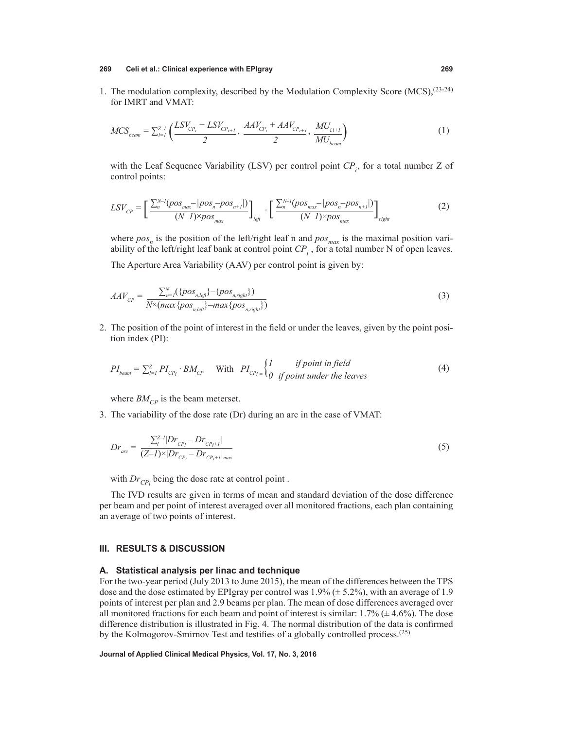1. The modulation complexity, described by the Modulation Complexity Score (MCS),[23-24] for IMRT and VMAT:

$$MCS_{beam} = \sum_{i=1}^{Z-1} \left( \frac{LSV_{CP_i} + LSV_{CP_{i+1}}}{2}, \frac{AAV_{CP_i} + AAV_{CP_{i+1}}}{2}, \frac{MU_{i,i+1}}{MU_{beam}} \right) \tag{1}$$

with the Leaf Sequence Variability (LSV) per control point $CP_i$, for a total number Z of control points:

$$LSV_{CP} = \left[ \frac{\sum_{n}^{N-1}(pos_{max} - |pos_n - pos_{n+1}|)}{(N-1) \times pos_{max}} \right]_{left} \cdot \left[ \frac{\sum_{n}^{N-1}(pos_{max} - |pos_n - pos_{n+1}|)}{(N-1) \times pos_{max}} \right]_{right} \tag{2}$$

where $pos_n$ is the position of the left/right leaf n and $pos_{max}$ is the maximal position variability of the left/right leaf bank at control point $CP_i$, for a total number N of open leaves.

The Aperture Area Variability (AAV) per control point is given by:

$$AAV_{CP} = \frac{\sum_{n=1}^{N}(\{pos_{n,left}\} - \{pos_{n,right}\})}{N \times (max\{pos_{n,left}\} - max\{pos_{n,right}\})} \tag{3}$$

2. The position of the point of interest in the field or under the leaves, given by the point position index (PI):

$$PI_{beam} = \sum_{i=1}^{Z} PI_{CP_i} \cdot BM_{CP} \quad \text{With} \quad PI_{CP_i} = \begin{cases} 1 & \text{if point in field} \\ 0 & \text{if point under the leaves} \end{cases} \tag{4}$$

where $BM_{CP}$ is the beam meterset.

3. The variability of the dose rate (Dr) during an arc in the case of VMAT:

$$Dr_{arc} = \frac{\sum_{i}^{Z-1}|Dr_{CP_i} - Dr_{CP_{i+1}}|}{(Z-1) \times |Dr_{CP_i} - Dr_{CP_{i+1}}|_{max}} \tag{5}$$

with $Dr_{CP_i}$ being the dose rate at control point .

The IVD results are given in terms of mean and standard deviation of the dose difference per beam and per point of interest averaged over all monitored fractions, each plan containing an average of two points of interest.

## III. RESULTS & DISCUSSION

### A. Statistical analysis per linac and technique

For the two-year period (July 2013 to June 2015), the mean of the differences between the TPS dose and the dose estimated by EPIgray per control was 1.9% (± 5.2%), with an average of 1.9 points of interest per plan and 2.9 beams per plan. The mean of dose differences averaged over all monitored fractions for each beam and point of interest is similar: 1.7% (± 4.6%). The dose difference distribution is illustrated in Fig. 4. The normal distribution of the data is confirmed by the Kolmogorov-Smirnov Test and testifies of a globally controlled process.[25]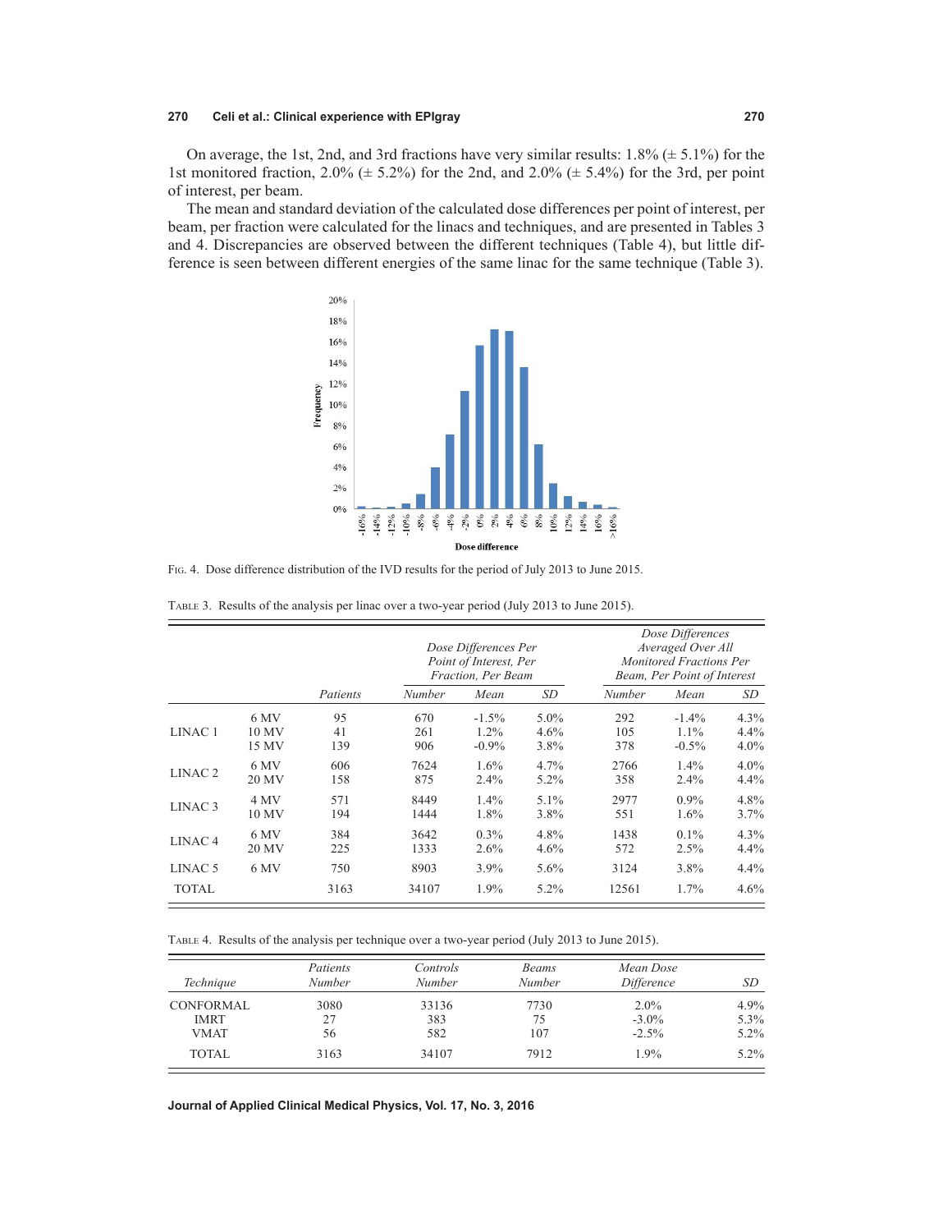On average, the 1st, 2nd, and 3rd fractions have very similar results: 1.8% (± 5.1%) for the 1st monitored fraction, 2.0% (± 5.2%) for the 2nd, and 2.0% (± 5.4%) for the 3rd, per point of interest, per beam.

The mean and standard deviation of the calculated dose differences per point of interest, per beam, per fraction were calculated for the linacs and techniques, and are presented in Tables 3 and 4. Discrepancies are observed between the different techniques (Table 4), but little difference is seen between different energies of the same linac for the same technique (Table 3).

Fig. 4. Dose difference distribution of the IVD results for the period of July 2013 to June 2015.

Table 3. Results of the analysis per linac over a two-year period (July 2013 to June 2015).

| | | | *Dose Differences Per Point of Interest, Per Fraction, Per Beam* | | | *Dose Differences Averaged Over All Monitored Fractions Per Beam, Per Point of Interest* | | |
|---|---|---|---|---|---|---|---|---|
| | | *Patients* | *Number* | *Mean* | *SD* | *Number* | *Mean* | *SD* |
| LINAC 1 | 6 MV | 95 | 670 | -1.5% | 5.0% | 292 | -1.4% | 4.3% |
| | 10 MV | 41 | 261 | 1.2% | 4.6% | 105 | 1.1% | 4.4% |
| | 15 MV | 139 | 906 | -0.9% | 3.8% | 378 | -0.5% | 4.0% |
| LINAC 2 | 6 MV | 606 | 7624 | 1.6% | 4.7% | 2766 | 1.4% | 4.0% |
| | 20 MV | 158 | 875 | 2.4% | 5.2% | 358 | 2.4% | 4.4% |
| LINAC 3 | 4 MV | 571 | 8449 | 1.4% | 5.1% | 2977 | 0.9% | 4.8% |
| | 10 MV | 194 | 1444 | 1.8% | 3.8% | 551 | 1.6% | 3.7% |
| LINAC 4 | 6 MV | 384 | 3642 | 0.3% | 4.8% | 1438 | 0.1% | 4.3% |
| | 20 MV | 225 | 1333 | 2.6% | 4.6% | 572 | 2.5% | 4.4% |
| LINAC 5 | 6 MV | 750 | 8903 | 3.9% | 5.6% | 3124 | 3.8% | 4.4% |
| TOTAL | | 3163 | 34107 | 1.9% | 5.2% | 12561 | 1.7% | 4.6% |

Table 4. Results of the analysis per technique over a two-year period (July 2013 to June 2015).

| *Technique* | *Patients Number* | *Controls Number* | *Beams Number* | *Mean Dose Difference* | *SD* |
|---|---|---|---|---|---|
| CONFORMAL | 3080 | 33136 | 7730 | 2.0% | 4.9% |
| IMRT | 27 | 383 | 75 | -3.0% | 5.3% |
| VMAT | 56 | 582 | 107 | -2.5% | 5.2% |
| TOTAL | 3163 | 34107 | 7912 | 1.9% | 5.2% |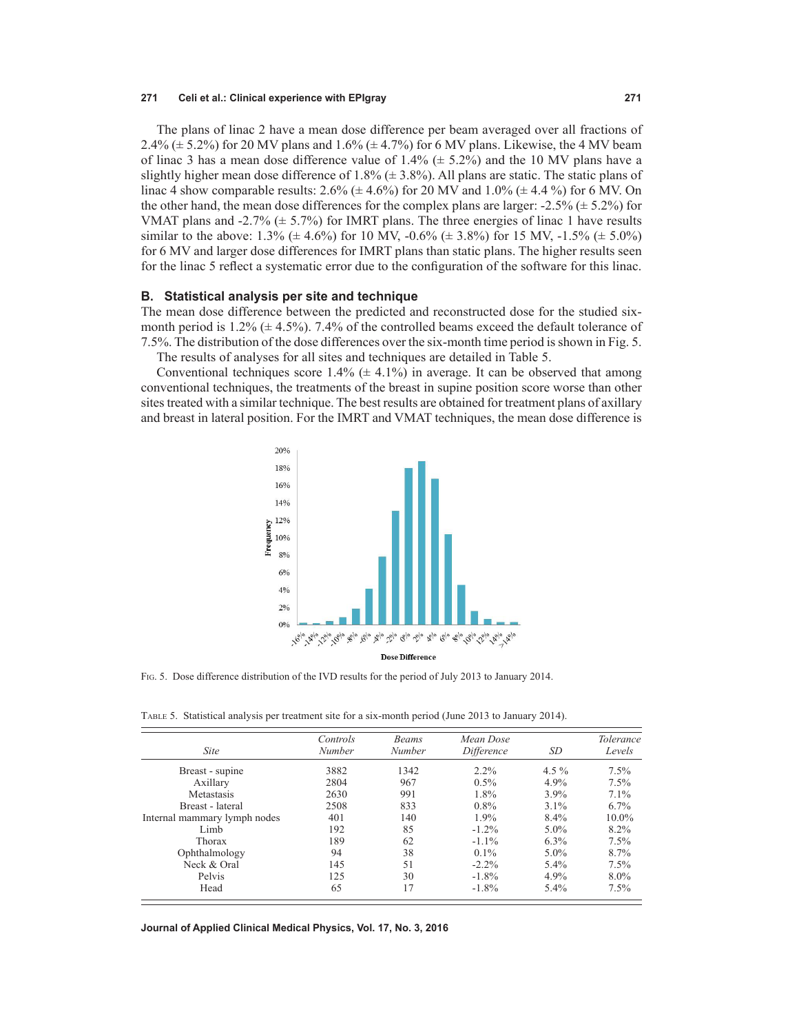The plans of linac 2 have a mean dose difference per beam averaged over all fractions of 2.4% (± 5.2%) for 20 MV plans and 1.6% (± 4.7%) for 6 MV plans. Likewise, the 4 MV beam of linac 3 has a mean dose difference value of 1.4% (± 5.2%) and the 10 MV plans have a slightly higher mean dose difference of 1.8% (± 3.8%). All plans are static. The static plans of linac 4 show comparable results: 2.6% (± 4.6%) for 20 MV and 1.0% (± 4.4 %) for 6 MV. On the other hand, the mean dose differences for the complex plans are larger: -2.5% (± 5.2%) for VMAT plans and -2.7% (± 5.7%) for IMRT plans. The three energies of linac 1 have results similar to the above: 1.3% (± 4.6%) for 10 MV, -0.6% (± 3.8%) for 15 MV, -1.5% (± 5.0%) for 6 MV and larger dose differences for IMRT plans than static plans. The higher results seen for the linac 5 reflect a systematic error due to the configuration of the software for this linac.

## B. Statistical analysis per site and technique

The mean dose difference between the predicted and reconstructed dose for the studied six-month period is 1.2% (± 4.5%). 7.4% of the controlled beams exceed the default tolerance of 7.5%. The distribution of the dose differences over the six-month time period is shown in Fig. 5.

The results of analyses for all sites and techniques are detailed in Table 5.

Conventional techniques score 1.4% (± 4.1%) in average. It can be observed that among conventional techniques, the treatments of the breast in supine position score worse than other sites treated with a similar technique. The best results are obtained for treatment plans of axillary and breast in lateral position. For the IMRT and VMAT techniques, the mean dose difference is

Fig. 5. Dose difference distribution of the IVD results for the period of July 2013 to January 2014.

Table 5. Statistical analysis per treatment site for a six-month period (June 2013 to January 2014).

| *Site* | *Controls Number* | *Beams Number* | *Mean Dose Difference* | *SD* | *Tolerance Levels* |
|---|---|---|---|---|---|
| Breast - supine | 3882 | 1342 | 2.2% | 4.5 % | 7.5% |
| Axillary | 2804 | 967 | 0.5% | 4.9% | 7.5% |
| Metastasis | 2630 | 991 | 1.8% | 3.9% | 7.1% |
| Breast - lateral | 2508 | 833 | 0.8% | 3.1% | 6.7% |
| Internal mammary lymph nodes | 401 | 140 | 1.9% | 8.4% | 10.0% |
| Limb | 192 | 85 | -1.2% | 5.0% | 8.2% |
| Thorax | 189 | 62 | -1.1% | 6.3% | 7.5% |
| Ophthalmology | 94 | 38 | 0.1% | 5.0% | 8.7% |
| Neck & Oral | 145 | 51 | -2.2% | 5.4% | 7.5% |
| Pelvis | 125 | 30 | -1.8% | 4.9% | 8.0% |
| Head | 65 | 17 | -1.8% | 5.4% | 7.5% |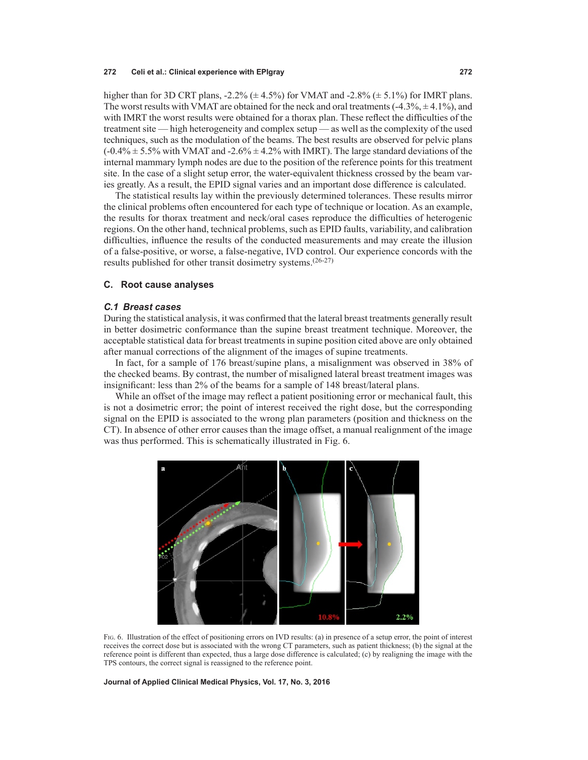higher than for 3D CRT plans, -2.2% (± 4.5%) for VMAT and -2.8% (± 5.1%) for IMRT plans. The worst results with VMAT are obtained for the neck and oral treatments (-4.3%, ± 4.1%), and with IMRT the worst results were obtained for a thorax plan. These reflect the difficulties of the treatment site — high heterogeneity and complex setup — as well as the complexity of the used techniques, such as the modulation of the beams. The best results are observed for pelvic plans (-0.4% ± 5.5% with VMAT and -2.6% ± 4.2% with IMRT). The large standard deviations of the internal mammary lymph nodes are due to the position of the reference points for this treatment site. In the case of a slight setup error, the water-equivalent thickness crossed by the beam varies greatly. As a result, the EPID signal varies and an important dose difference is calculated.

The statistical results lay within the previously determined tolerances. These results mirror the clinical problems often encountered for each type of technique or location. As an example, the results for thorax treatment and neck/oral cases reproduce the difficulties of heterogenic regions. On the other hand, technical problems, such as EPID faults, variability, and calibration difficulties, influence the results of the conducted measurements and may create the illusion of a false-positive, or worse, a false-negative, IVD control. Our experience concords with the results published for other transit dosimetry systems.[26-27]

## C. Root cause analyses

### C.1 Breast cases

During the statistical analysis, it was confirmed that the lateral breast treatments generally result in better dosimetric conformance than the supine breast treatment technique. Moreover, the acceptable statistical data for breast treatments in supine position cited above are only obtained after manual corrections of the alignment of the images of supine treatments.

In fact, for a sample of 176 breast/supine plans, a misalignment was observed in 38% of the checked beams. By contrast, the number of misaligned lateral breast treatment images was insignificant: less than 2% of the beams for a sample of 148 breast/lateral plans.

While an offset of the image may reflect a patient positioning error or mechanical fault, this is not a dosimetric error; the point of interest received the right dose, but the corresponding signal on the EPID is associated to the wrong plan parameters (position and thickness on the CT). In absence of other error causes than the image offset, a manual realignment of the image was thus performed. This is schematically illustrated in Fig. 6.

Fig. 6. Illustration of the effect of positioning errors on IVD results: (a) in presence of a setup error, the point of interest receives the correct dose but is associated with the wrong CT parameters, such as patient thickness; (b) the signal at the reference point is different than expected, thus a large dose difference is calculated; (c) by realigning the image with the TPS contours, the correct signal is reassigned to the reference point.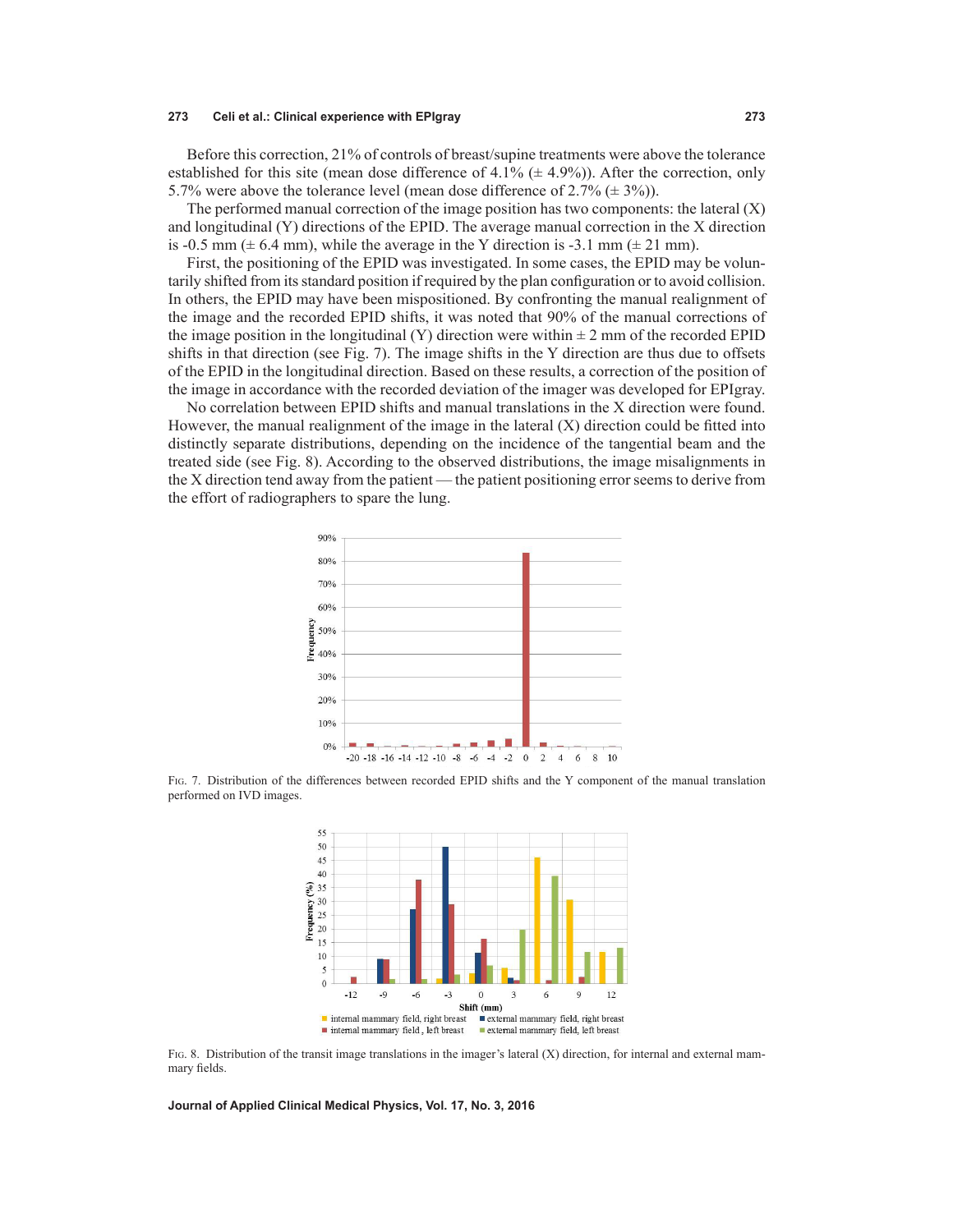Before this correction, 21% of controls of breast/supine treatments were above the tolerance established for this site (mean dose difference of 4.1% (± 4.9%)). After the correction, only 5.7% were above the tolerance level (mean dose difference of 2.7% (± 3%)).

The performed manual correction of the image position has two components: the lateral (X) and longitudinal (Y) directions of the EPID. The average manual correction in the X direction is -0.5 mm (± 6.4 mm), while the average in the Y direction is -3.1 mm (± 21 mm).

First, the positioning of the EPID was investigated. In some cases, the EPID may be voluntarily shifted from its standard position if required by the plan configuration or to avoid collision. In others, the EPID may have been mispositioned. By confronting the manual realignment of the image and the recorded EPID shifts, it was noted that 90% of the manual corrections of the image position in the longitudinal (Y) direction were within ± 2 mm of the recorded EPID shifts in that direction (see Fig. 7). The image shifts in the Y direction are thus due to offsets of the EPID in the longitudinal direction. Based on these results, a correction of the position of the image in accordance with the recorded deviation of the imager was developed for EPIgray.

No correlation between EPID shifts and manual translations in the X direction were found. However, the manual realignment of the image in the lateral (X) direction could be fitted into distinctly separate distributions, depending on the incidence of the tangential beam and the treated side (see Fig. 8). According to the observed distributions, the image misalignments in the X direction tend away from the patient — the patient positioning error seems to derive from the effort of radiographers to spare the lung.

Fig. 7. Distribution of the differences between recorded EPID shifts and the Y component of the manual translation performed on IVD images.

Fig. 8. Distribution of the transit image translations in the imager's lateral (X) direction, for internal and external mammary fields.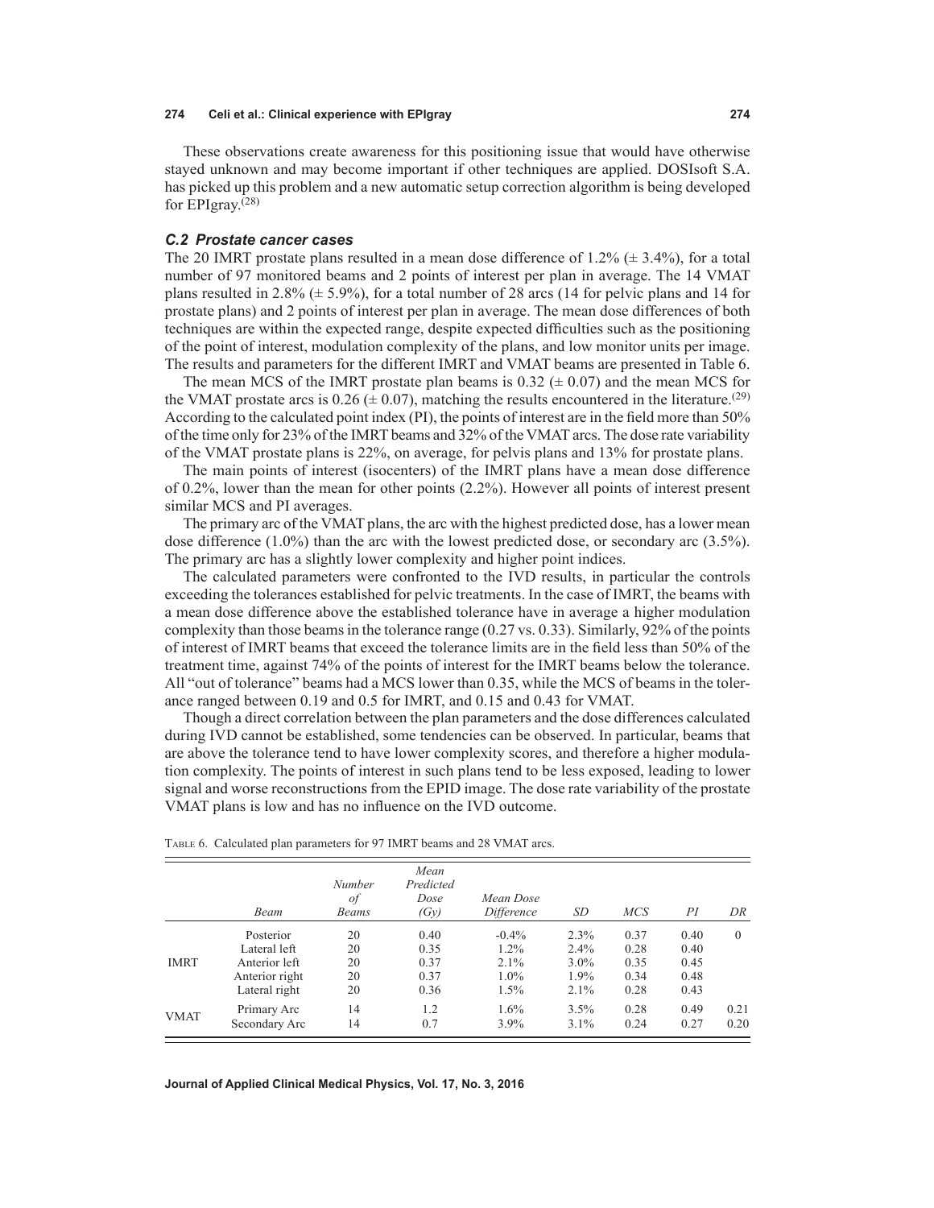These observations create awareness for this positioning issue that would have otherwise stayed unknown and may become important if other techniques are applied. DOSIsoft S.A. has picked up this problem and a new automatic setup correction algorithm is being developed for EPIgray.[28]

### *C.2 Prostate cancer cases*

The 20 IMRT prostate plans resulted in a mean dose difference of 1.2% (± 3.4%), for a total number of 97 monitored beams and 2 points of interest per plan in average. The 14 VMAT plans resulted in 2.8% (± 5.9%), for a total number of 28 arcs (14 for pelvic plans and 14 for prostate plans) and 2 points of interest per plan in average. The mean dose differences of both techniques are within the expected range, despite expected difficulties such as the positioning of the point of interest, modulation complexity of the plans, and low monitor units per image. The results and parameters for the different IMRT and VMAT beams are presented in Table 6.

The mean MCS of the IMRT prostate plan beams is 0.32 (± 0.07) and the mean MCS for the VMAT prostate arcs is 0.26 (± 0.07), matching the results encountered in the literature.[29] According to the calculated point index (PI), the points of interest are in the field more than 50% of the time only for 23% of the IMRT beams and 32% of the VMAT arcs. The dose rate variability of the VMAT prostate plans is 22%, on average, for pelvis plans and 13% for prostate plans.

The main points of interest (isocenters) of the IMRT plans have a mean dose difference of 0.2%, lower than the mean for other points (2.2%). However all points of interest present similar MCS and PI averages.

The primary arc of the VMAT plans, the arc with the highest predicted dose, has a lower mean dose difference (1.0%) than the arc with the lowest predicted dose, or secondary arc (3.5%). The primary arc has a slightly lower complexity and higher point indices.

The calculated parameters were confronted to the IVD results, in particular the controls exceeding the tolerances established for pelvic treatments. In the case of IMRT, the beams with a mean dose difference above the established tolerance have in average a higher modulation complexity than those beams in the tolerance range (0.27 vs. 0.33). Similarly, 92% of the points of interest of IMRT beams that exceed the tolerance limits are in the field less than 50% of the treatment time, against 74% of the points of interest for the IMRT beams below the tolerance. All "out of tolerance" beams had a MCS lower than 0.35, while the MCS of beams in the tolerance ranged between 0.19 and 0.5 for IMRT, and 0.15 and 0.43 for VMAT.

Though a direct correlation between the plan parameters and the dose differences calculated during IVD cannot be established, some tendencies can be observed. In particular, beams that are above the tolerance tend to have lower complexity scores, and therefore a higher modulation complexity. The points of interest in such plans tend to be less exposed, leading to lower signal and worse reconstructions from the EPID image. The dose rate variability of the prostate VMAT plans is low and has no influence on the IVD outcome.

Table 6. Calculated plan parameters for 97 IMRT beams and 28 VMAT arcs.

| | *Beam* | *Number of Beams* | *Mean Predicted Dose (Gy)* | *Mean Dose Difference* | *SD* | *MCS* | *PI* | *DR* |
|---|---|---|---|---|---|---|---|---|
| IMRT | Posterior | 20 | 0.40 | -0.4% | 2.3% | 0.37 | 0.40 | 0 |
| | Lateral left | 20 | 0.35 | 1.2% | 2.4% | 0.28 | 0.40 | |
| | Anterior left | 20 | 0.37 | 2.1% | 3.0% | 0.35 | 0.45 | |
| | Anterior right | 20 | 0.37 | 1.0% | 1.9% | 0.34 | 0.48 | |
| | Lateral right | 20 | 0.36 | 1.5% | 2.1% | 0.28 | 0.43 | |
| VMAT | Primary Arc | 14 | 1.2 | 1.6% | 3.5% | 0.28 | 0.49 | 0.21 |
| | Secondary Arc | 14 | 0.7 | 3.9% | 3.1% | 0.24 | 0.27 | 0.20 |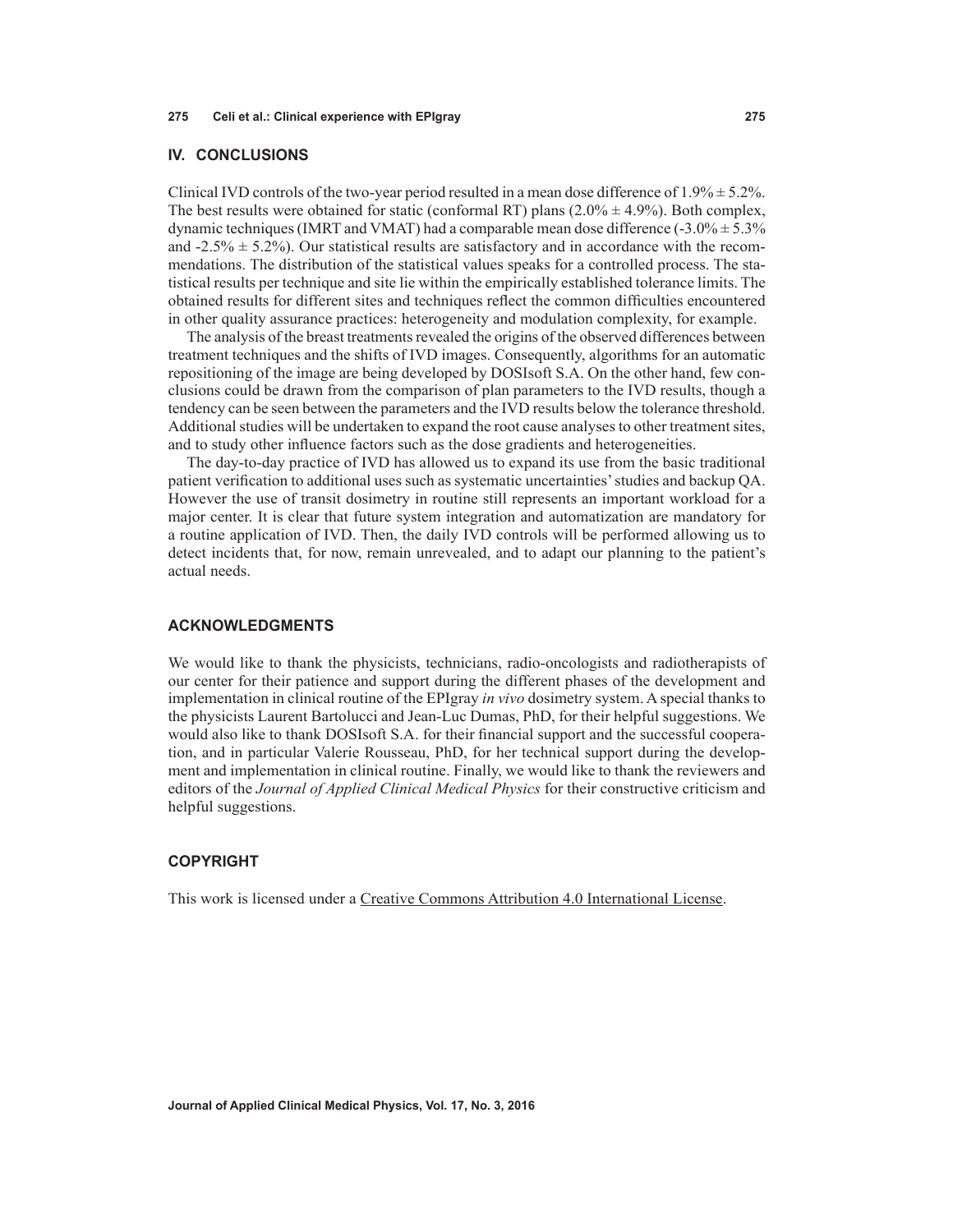## IV. CONCLUSIONS

Clinical IVD controls of the two-year period resulted in a mean dose difference of 1.9% ± 5.2%. The best results were obtained for static (conformal RT) plans (2.0% ± 4.9%). Both complex, dynamic techniques (IMRT and VMAT) had a comparable mean dose difference (-3.0% ± 5.3% and -2.5% ± 5.2%). Our statistical results are satisfactory and in accordance with the recommendations. The distribution of the statistical values speaks for a controlled process. The statistical results per technique and site lie within the empirically established tolerance limits. The obtained results for different sites and techniques reflect the common difficulties encountered in other quality assurance practices: heterogeneity and modulation complexity, for example.

The analysis of the breast treatments revealed the origins of the observed differences between treatment techniques and the shifts of IVD images. Consequently, algorithms for an automatic repositioning of the image are being developed by DOSIsoft S.A. On the other hand, few conclusions could be drawn from the comparison of plan parameters to the IVD results, though a tendency can be seen between the parameters and the IVD results below the tolerance threshold. Additional studies will be undertaken to expand the root cause analyses to other treatment sites, and to study other influence factors such as the dose gradients and heterogeneities.

The day-to-day practice of IVD has allowed us to expand its use from the basic traditional patient verification to additional uses such as systematic uncertainties' studies and backup QA. However the use of transit dosimetry in routine still represents an important workload for a major center. It is clear that future system integration and automatization are mandatory for a routine application of IVD. Then, the daily IVD controls will be performed allowing us to detect incidents that, for now, remain unrevealed, and to adapt our planning to the patient's actual needs.

## ACKNOWLEDGMENTS

We would like to thank the physicists, technicians, radio-oncologists and radiotherapists of our center for their patience and support during the different phases of the development and implementation in clinical routine of the EPIgray *in vivo* dosimetry system. A special thanks to the physicists Laurent Bartolucci and Jean-Luc Dumas, PhD, for their helpful suggestions. We would also like to thank DOSIsoft S.A. for their financial support and the successful cooperation, and in particular Valerie Rousseau, PhD, for her technical support during the development and implementation in clinical routine. Finally, we would like to thank the reviewers and editors of the *Journal of Applied Clinical Medical Physics* for their constructive criticism and helpful suggestions.

## COPYRIGHT

This work is licensed under a Creative Commons Attribution 4.0 International License.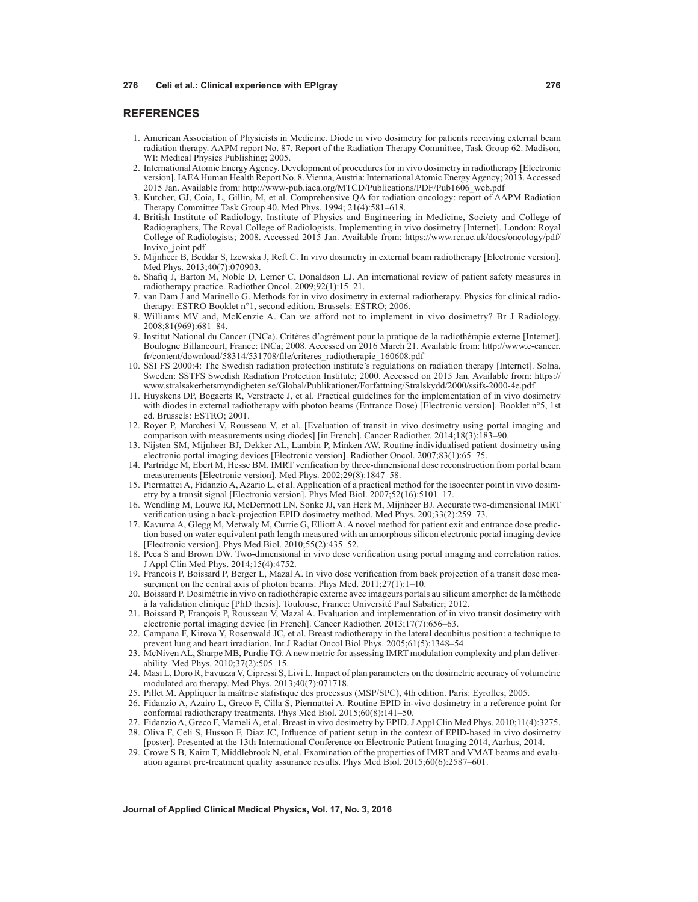## REFERENCES

1. American Association of Physicists in Medicine. Diode in vivo dosimetry for patients receiving external beam radiation therapy. AAPM report No. 87. Report of the Radiation Therapy Committee, Task Group 62. Madison, WI: Medical Physics Publishing; 2005.
2. International Atomic Energy Agency. Development of procedures for in vivo dosimetry in radiotherapy [Electronic version]. IAEA Human Health Report No. 8. Vienna, Austria: International Atomic Energy Agency; 2013. Accessed 2015 Jan. Available from: http://www-pub.iaea.org/MTCD/Publications/PDF/Pub1606_web.pdf
3. Kutcher, GJ, Coia, L, Gillin, M, et al. Comprehensive QA for radiation oncology: report of AAPM Radiation Therapy Committee Task Group 40. Med Phys. 1994; 21(4):581–618.
4. British Institute of Radiology, Institute of Physics and Engineering in Medicine, Society and College of Radiographers, The Royal College of Radiologists. Implementing in vivo dosimetry [Internet]. London: Royal College of Radiologists; 2008. Accessed 2015 Jan. Available from: https://www.rcr.ac.uk/docs/oncology/pdf/Invivo_joint.pdf
5. Mijnheer B, Beddar S, Izewska J, Reft C. In vivo dosimetry in external beam radiotherapy [Electronic version]. Med Phys. 2013;40(7):070903.
6. Shafiq J, Barton M, Noble D, Lemer C, Donaldson LJ. An international review of patient safety measures in radiotherapy practice. Radiother Oncol. 2009;92(1):15–21.
7. van Dam J and Marinello G. Methods for in vivo dosimetry in external radiotherapy. Physics for clinical radiotherapy: ESTRO Booklet n°1, second edition. Brussels: ESTRO; 2006.
8. Williams MV and, McKenzie A. Can we afford not to implement in vivo dosimetry? Br J Radiology. 2008;81(969):681–84.
9. Institut National du Cancer (INCa). Critères d'agrément pour la pratique de la radiothérapie externe [Internet]. Boulogne Billancourt, France: INCa; 2008. Accessed on 2016 March 21. Available from: http://www.e-cancer.fr/content/download/58314/531708/file/criteres_radiotherapie_160608.pdf
10. SSI FS 2000:4: The Swedish radiation protection institute's regulations on radiation therapy [Internet]. Solna, Sweden: SSTFS Swedish Radiation Protection Institute; 2000. Accessed on 2015 Jan. Available from: https://www.stralsakerhetsmyndigheten.se/Global/Publikationer/Forfattning/Stralskydd/2000/ssifs-2000-4e.pdf
11. Huyskens DP, Bogaerts R, Verstraete J, et al. Practical guidelines for the implementation of in vivo dosimetry with diodes in external radiotherapy with photon beams (Entrance Dose) [Electronic version]. Booklet n°5, 1st ed. Brussels: ESTRO; 2001.
12. Royer P, Marchesi V, Rousseau V, et al. [Evaluation of transit in vivo dosimetry using portal imaging and comparison with measurements using diodes] [in French]. Cancer Radiother. 2014;18(3):183–90.
13. Nijsten SM, Mijnheer BJ, Dekker AL, Lambin P, Minken AW. Routine individualised patient dosimetry using electronic portal imaging devices [Electronic version]. Radiother Oncol. 2007;83(1):65–75.
14. Partridge M, Ebert M, Hesse BM. IMRT verification by three-dimensional dose reconstruction from portal beam measurements [Electronic version]. Med Phys. 2002;29(8):1847–58.
15. Piermattei A, Fidanzio A, Azario L, et al. Application of a practical method for the isocenter point in vivo dosimetry by a transit signal [Electronic version]. Phys Med Biol. 2007;52(16):5101–17.
16. Wendling M, Louwe RJ, McDermott LN, Sonke JJ, van Herk M, Mijnheer BJ. Accurate two-dimensional IMRT verification using a back-projection EPID dosimetry method. Med Phys. 200;33(2):259–73.
17. Kavuma A, Glegg M, Metwaly M, Currie G, Elliott A. A novel method for patient exit and entrance dose prediction based on water equivalent path length measured with an amorphous silicon electronic portal imaging device [Electronic version]. Phys Med Biol. 2010;55(2):435–52.
18. Peca S and Brown DW. Two-dimensional in vivo dose verification using portal imaging and correlation ratios. J Appl Clin Med Phys. 2014;15(4):4752.
19. Francois P, Boissard P, Berger L, Mazal A. In vivo dose verification from back projection of a transit dose measurement on the central axis of photon beams. Phys Med. 2011;27(1):1–10.
20. Boissard P. Dosimétrie in vivo en radiothérapie externe avec imageurs portals au silicum amorphe: de la méthode à la validation clinique [PhD thesis]. Toulouse, France: Université Paul Sabatier; 2012.
21. Boissard P, François P, Rousseau V, Mazal A. Evaluation and implementation of in vivo transit dosimetry with electronic portal imaging device [in French]. Cancer Radiother. 2013;17(7):656–63.
22. Campana F, Kirova Y, Rosenwald JC, et al. Breast radiotherapy in the lateral decubitus position: a technique to prevent lung and heart irradiation. Int J Radiat Oncol Biol Phys. 2005;61(5):1348–54.
23. McNiven AL, Sharpe MB, Purdie TG. A new metric for assessing IMRT modulation complexity and plan deliverability. Med Phys. 2010;37(2):505–15.
24. Masi L, Doro R, Favuzza V, Cipressi S, Livi L. Impact of plan parameters on the dosimetric accuracy of volumetric modulated arc therapy. Med Phys. 2013;40(7):071718.
25. Pillet M. Appliquer la maîtrise statistique des processus (MSP/SPC), 4th edition. Paris: Eyrolles; 2005.
26. Fidanzio A, Azairo L, Greco F, Cilla S, Piermattei A. Routine EPID in-vivo dosimetry in a reference point for conformal radiotherapy treatments. Phys Med Biol. 2015;60(8):141–50.
27. Fidanzio A, Greco F, Mameli A, et al. Breast in vivo dosimetry by EPID. J Appl Clin Med Phys. 2010;11(4):3275.
28. Oliva F, Celi S, Husson F, Diaz JC, Influence of patient setup in the context of EPID-based in vivo dosimetry [poster]. Presented at the 13th International Conference on Electronic Patient Imaging 2014, Aarhus, 2014.
29. Crowe S B, Kairn T, Middlebrook N, et al. Examination of the properties of IMRT and VMAT beams and evaluation against pre-treatment quality assurance results. Phys Med Biol. 2015;60(6):2587–601.